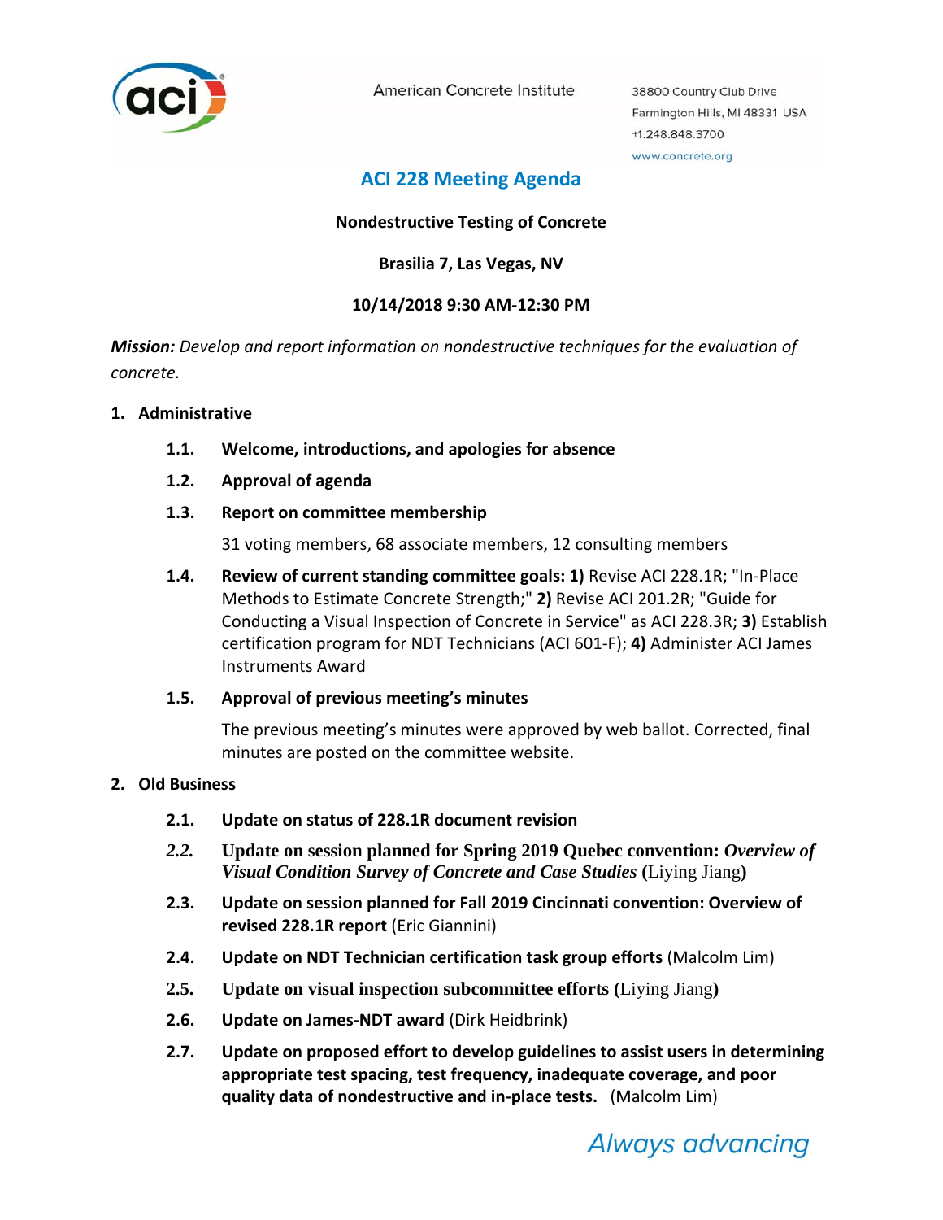American Concrete Institute

38800 Country Club Drive
Farmington Hills, MI 48331 USA
+1.248.848.3700
www.concrete.org

# ACI 228 Meeting Agenda

**Nondestructive Testing of Concrete**

**Brasilia 7, Las Vegas, NV**

**10/14/2018 9:30 AM-12:30 PM**

***Mission:*** *Develop and report information on nondestructive techniques for the evaluation of concrete.*

**1. Administrative**

**1.1. Welcome, introductions, and apologies for absence**

**1.2. Approval of agenda**

**1.3. Report on committee membership**

31 voting members, 68 associate members, 12 consulting members

**1.4. Review of current standing committee goals: 1)** Revise ACI 228.1R; "In-Place Methods to Estimate Concrete Strength;" **2)** Revise ACI 201.2R; "Guide for Conducting a Visual Inspection of Concrete in Service" as ACI 228.3R; **3)** Establish certification program for NDT Technicians (ACI 601-F); **4)** Administer ACI James Instruments Award

**1.5. Approval of previous meeting's minutes**

The previous meeting's minutes were approved by web ballot. Corrected, final minutes are posted on the committee website.

**2. Old Business**

**2.1. Update on status of 228.1R document revision**

***2.2.*** **Update on session planned for Spring 2019 Quebec convention: *Overview of Visual Condition Survey of Concrete and Case Studies*** **(**Liying Jiang**)**

**2.3. Update on session planned for Fall 2019 Cincinnati convention: Overview of revised 228.1R report** (Eric Giannini)

**2.4. Update on NDT Technician certification task group efforts** (Malcolm Lim)

**2.5. Update on visual inspection subcommittee efforts (**Liying Jiang**)**

**2.6. Update on James-NDT award** (Dirk Heidbrink)

**2.7. Update on proposed effort to develop guidelines to assist users in determining appropriate test spacing, test frequency, inadequate coverage, and poor quality data of nondestructive and in-place tests.** (Malcolm Lim)

*Always advancing*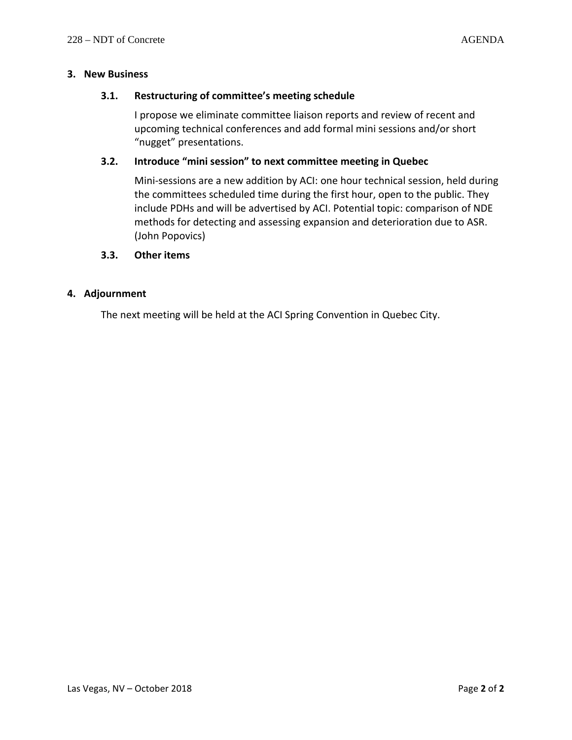## 3. New Business

### 3.1. Restructuring of committee's meeting schedule

I propose we eliminate committee liaison reports and review of recent and upcoming technical conferences and add formal mini sessions and/or short "nugget" presentations.

### 3.2. Introduce "mini session" to next committee meeting in Quebec

Mini-sessions are a new addition by ACI: one hour technical session, held during the committees scheduled time during the first hour, open to the public. They include PDHs and will be advertised by ACI. Potential topic: comparison of NDE methods for detecting and assessing expansion and deterioration due to ASR. (John Popovics)

### 3.3. Other items

## 4. Adjournment

The next meeting will be held at the ACI Spring Convention in Quebec City.